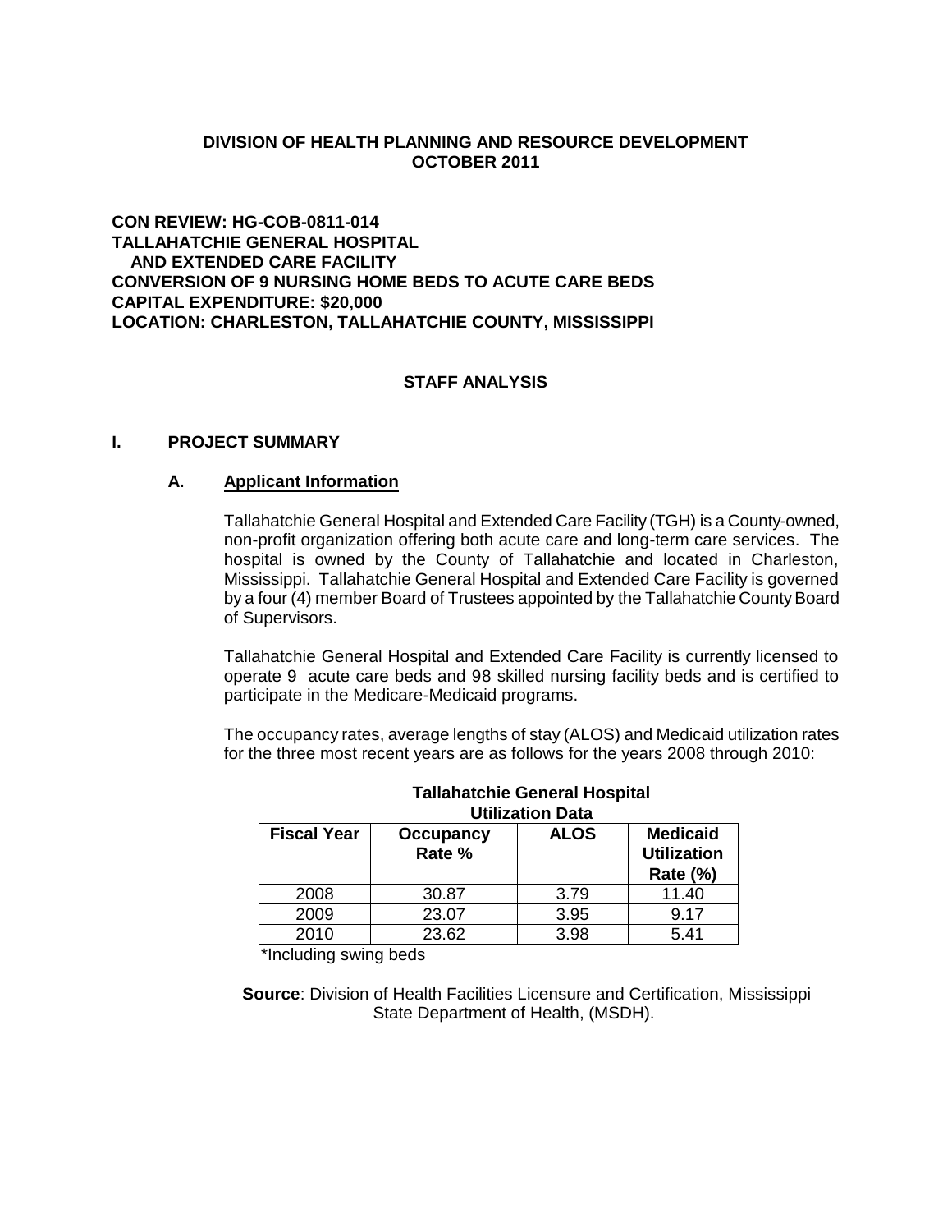**DIVISION OF HEALTH PLANNING AND RESOURCE DEVELOPMENT**
**OCTOBER 2011**

**CON REVIEW: HG-COB-0811-014**
**TALLAHATCHIE GENERAL HOSPITAL**
**AND EXTENDED CARE FACILITY**
**CONVERSION OF 9 NURSING HOME BEDS TO ACUTE CARE BEDS**
**CAPITAL EXPENDITURE: $20,000**
**LOCATION: CHARLESTON, TALLAHATCHIE COUNTY, MISSISSIPPI**

## STAFF ANALYSIS

### I. PROJECT SUMMARY

#### A. Applicant Information

Tallahatchie General Hospital and Extended Care Facility (TGH) is a County-owned, non-profit organization offering both acute care and long-term care services. The hospital is owned by the County of Tallahatchie and located in Charleston, Mississippi. Tallahatchie General Hospital and Extended Care Facility is governed by a four (4) member Board of Trustees appointed by the Tallahatchie County Board of Supervisors.

Tallahatchie General Hospital and Extended Care Facility is currently licensed to operate 9 acute care beds and 98 skilled nursing facility beds and is certified to participate in the Medicare-Medicaid programs.

The occupancy rates, average lengths of stay (ALOS) and Medicaid utilization rates for the three most recent years are as follows for the years 2008 through 2010:

**Tallahatchie General Hospital**
**Utilization Data**

| Fiscal Year | Occupancy Rate % | ALOS | Medicaid Utilization Rate (%) |
|---|---|---|---|
| 2008 | 30.87 | 3.79 | 11.40 |
| 2009 | 23.07 | 3.95 | 9.17 |
| 2010 | 23.62 | 3.98 | 5.41 |

*Including swing beds

**Source**: Division of Health Facilities Licensure and Certification, Mississippi State Department of Health, (MSDH).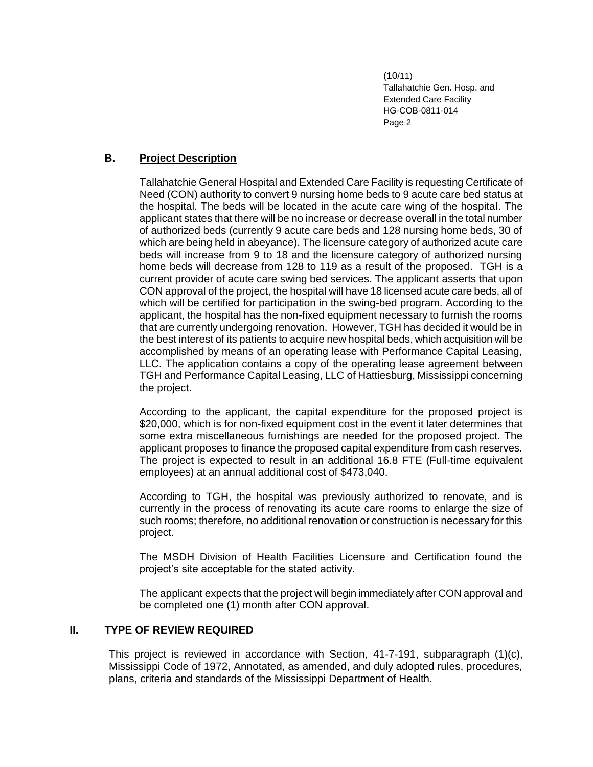## B. Project Description

Tallahatchie General Hospital and Extended Care Facility is requesting Certificate of Need (CON) authority to convert 9 nursing home beds to 9 acute care bed status at the hospital. The beds will be located in the acute care wing of the hospital. The applicant states that there will be no increase or decrease overall in the total number of authorized beds (currently 9 acute care beds and 128 nursing home beds, 30 of which are being held in abeyance). The licensure category of authorized acute care beds will increase from 9 to 18 and the licensure category of authorized nursing home beds will decrease from 128 to 119 as a result of the proposed. TGH is a current provider of acute care swing bed services. The applicant asserts that upon CON approval of the project, the hospital will have 18 licensed acute care beds, all of which will be certified for participation in the swing-bed program. According to the applicant, the hospital has the non-fixed equipment necessary to furnish the rooms that are currently undergoing renovation. However, TGH has decided it would be in the best interest of its patients to acquire new hospital beds, which acquisition will be accomplished by means of an operating lease with Performance Capital Leasing, LLC. The application contains a copy of the operating lease agreement between TGH and Performance Capital Leasing, LLC of Hattiesburg, Mississippi concerning the project.

According to the applicant, the capital expenditure for the proposed project is $20,000, which is for non-fixed equipment cost in the event it later determines that some extra miscellaneous furnishings are needed for the proposed project. The applicant proposes to finance the proposed capital expenditure from cash reserves. The project is expected to result in an additional 16.8 FTE (Full-time equivalent employees) at an annual additional cost of $473,040.

According to TGH, the hospital was previously authorized to renovate, and is currently in the process of renovating its acute care rooms to enlarge the size of such rooms; therefore, no additional renovation or construction is necessary for this project.

The MSDH Division of Health Facilities Licensure and Certification found the project's site acceptable for the stated activity.

The applicant expects that the project will begin immediately after CON approval and be completed one (1) month after CON approval.

# II. TYPE OF REVIEW REQUIRED

This project is reviewed in accordance with Section, 41-7-191, subparagraph (1)(c), Mississippi Code of 1972, Annotated, as amended, and duly adopted rules, procedures, plans, criteria and standards of the Mississippi Department of Health.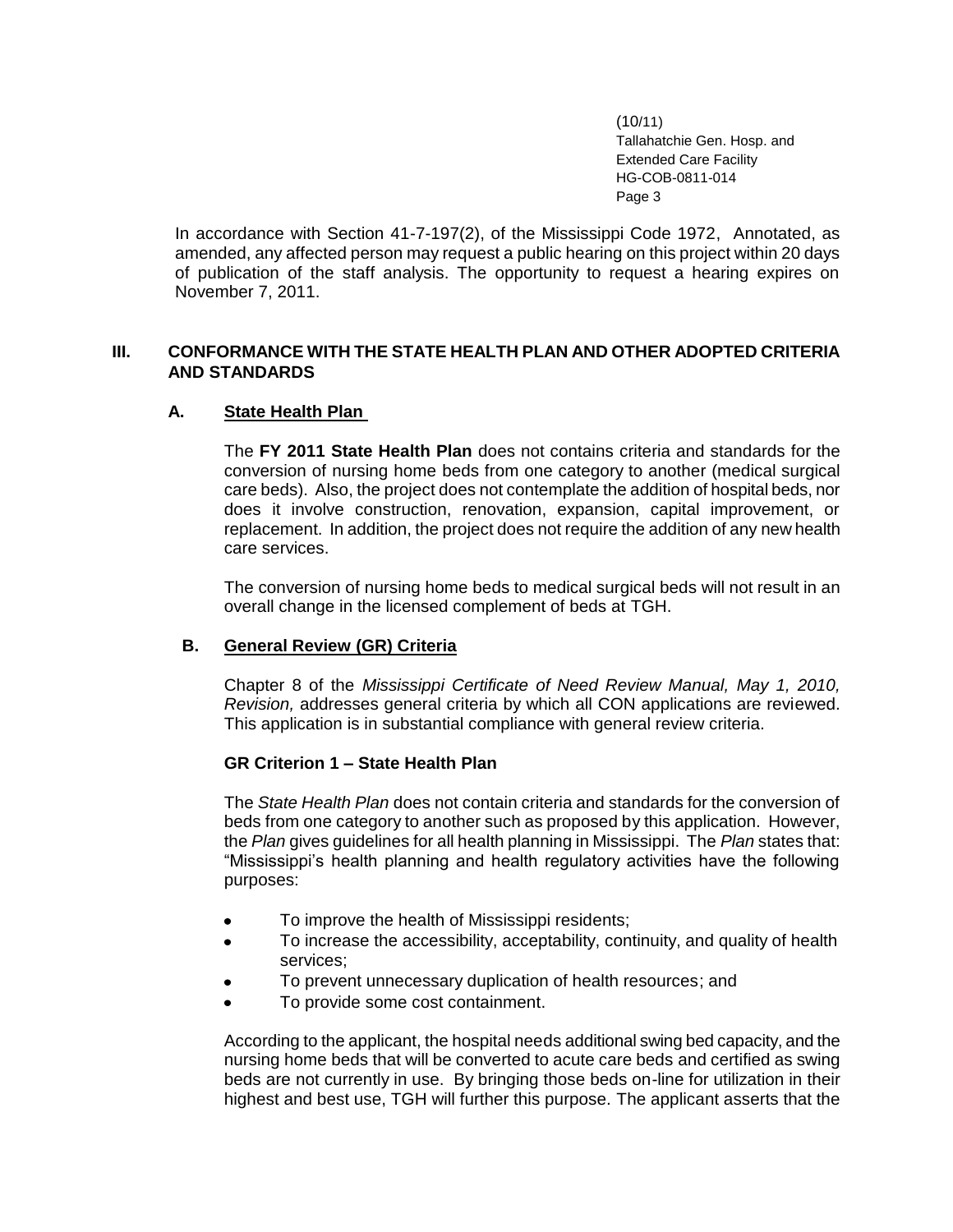In accordance with Section 41-7-197(2), of the Mississippi Code 1972, Annotated, as amended, any affected person may request a public hearing on this project within 20 days of publication of the staff analysis. The opportunity to request a hearing expires on November 7, 2011.

## III. CONFORMANCE WITH THE STATE HEALTH PLAN AND OTHER ADOPTED CRITERIA AND STANDARDS

### A. State Health Plan

The **FY 2011 State Health Plan** does not contains criteria and standards for the conversion of nursing home beds from one category to another (medical surgical care beds). Also, the project does not contemplate the addition of hospital beds, nor does it involve construction, renovation, expansion, capital improvement, or replacement. In addition, the project does not require the addition of any new health care services.

The conversion of nursing home beds to medical surgical beds will not result in an overall change in the licensed complement of beds at TGH.

### B. General Review (GR) Criteria

Chapter 8 of the *Mississippi Certificate of Need Review Manual, May 1, 2010, Revision,* addresses general criteria by which all CON applications are reviewed. This application is in substantial compliance with general review criteria.

**GR Criterion 1 – State Health Plan**

The *State Health Plan* does not contain criteria and standards for the conversion of beds from one category to another such as proposed by this application. However, the *Plan* gives guidelines for all health planning in Mississippi. The *Plan* states that: "Mississippi's health planning and health regulatory activities have the following purposes:

- To improve the health of Mississippi residents;
- To increase the accessibility, acceptability, continuity, and quality of health services;
- To prevent unnecessary duplication of health resources; and
- To provide some cost containment.

According to the applicant, the hospital needs additional swing bed capacity, and the nursing home beds that will be converted to acute care beds and certified as swing beds are not currently in use. By bringing those beds on-line for utilization in their highest and best use, TGH will further this purpose. The applicant asserts that the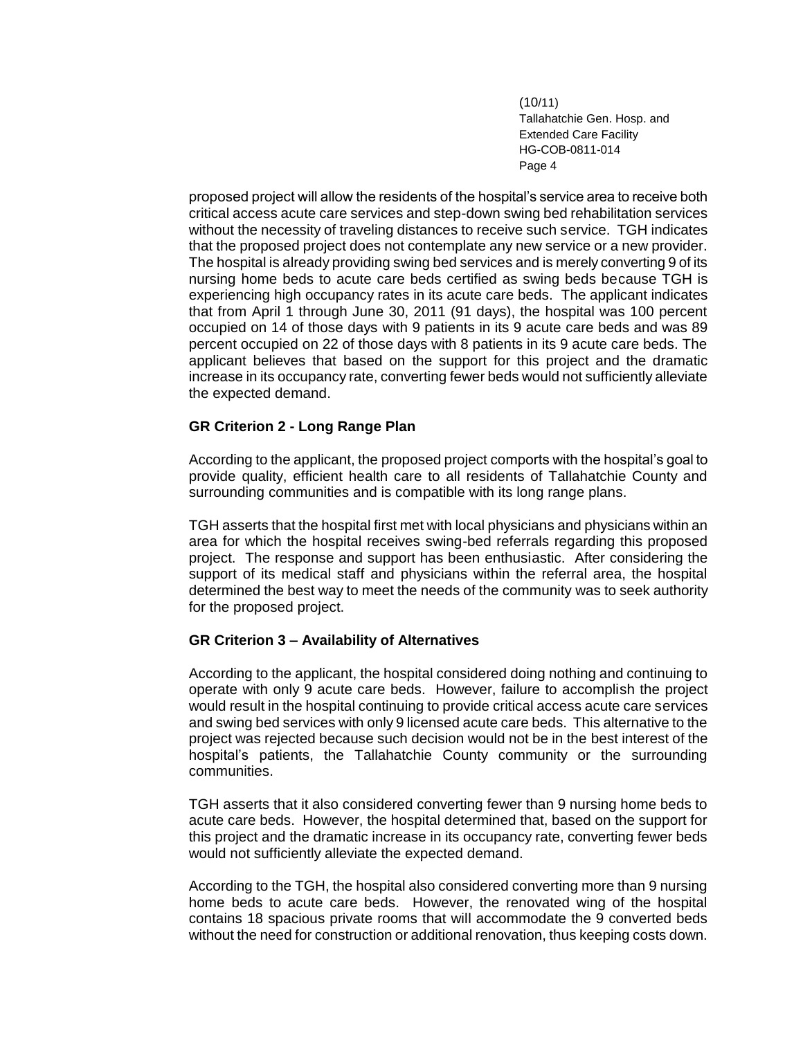proposed project will allow the residents of the hospital's service area to receive both critical access acute care services and step-down swing bed rehabilitation services without the necessity of traveling distances to receive such service. TGH indicates that the proposed project does not contemplate any new service or a new provider. The hospital is already providing swing bed services and is merely converting 9 of its nursing home beds to acute care beds certified as swing beds because TGH is experiencing high occupancy rates in its acute care beds. The applicant indicates that from April 1 through June 30, 2011 (91 days), the hospital was 100 percent occupied on 14 of those days with 9 patients in its 9 acute care beds and was 89 percent occupied on 22 of those days with 8 patients in its 9 acute care beds. The applicant believes that based on the support for this project and the dramatic increase in its occupancy rate, converting fewer beds would not sufficiently alleviate the expected demand.

**GR Criterion 2 - Long Range Plan**

According to the applicant, the proposed project comports with the hospital's goal to provide quality, efficient health care to all residents of Tallahatchie County and surrounding communities and is compatible with its long range plans.

TGH asserts that the hospital first met with local physicians and physicians within an area for which the hospital receives swing-bed referrals regarding this proposed project. The response and support has been enthusiastic. After considering the support of its medical staff and physicians within the referral area, the hospital determined the best way to meet the needs of the community was to seek authority for the proposed project.

**GR Criterion 3 – Availability of Alternatives**

According to the applicant, the hospital considered doing nothing and continuing to operate with only 9 acute care beds. However, failure to accomplish the project would result in the hospital continuing to provide critical access acute care services and swing bed services with only 9 licensed acute care beds. This alternative to the project was rejected because such decision would not be in the best interest of the hospital's patients, the Tallahatchie County community or the surrounding communities.

TGH asserts that it also considered converting fewer than 9 nursing home beds to acute care beds. However, the hospital determined that, based on the support for this project and the dramatic increase in its occupancy rate, converting fewer beds would not sufficiently alleviate the expected demand.

According to the TGH, the hospital also considered converting more than 9 nursing home beds to acute care beds. However, the renovated wing of the hospital contains 18 spacious private rooms that will accommodate the 9 converted beds without the need for construction or additional renovation, thus keeping costs down.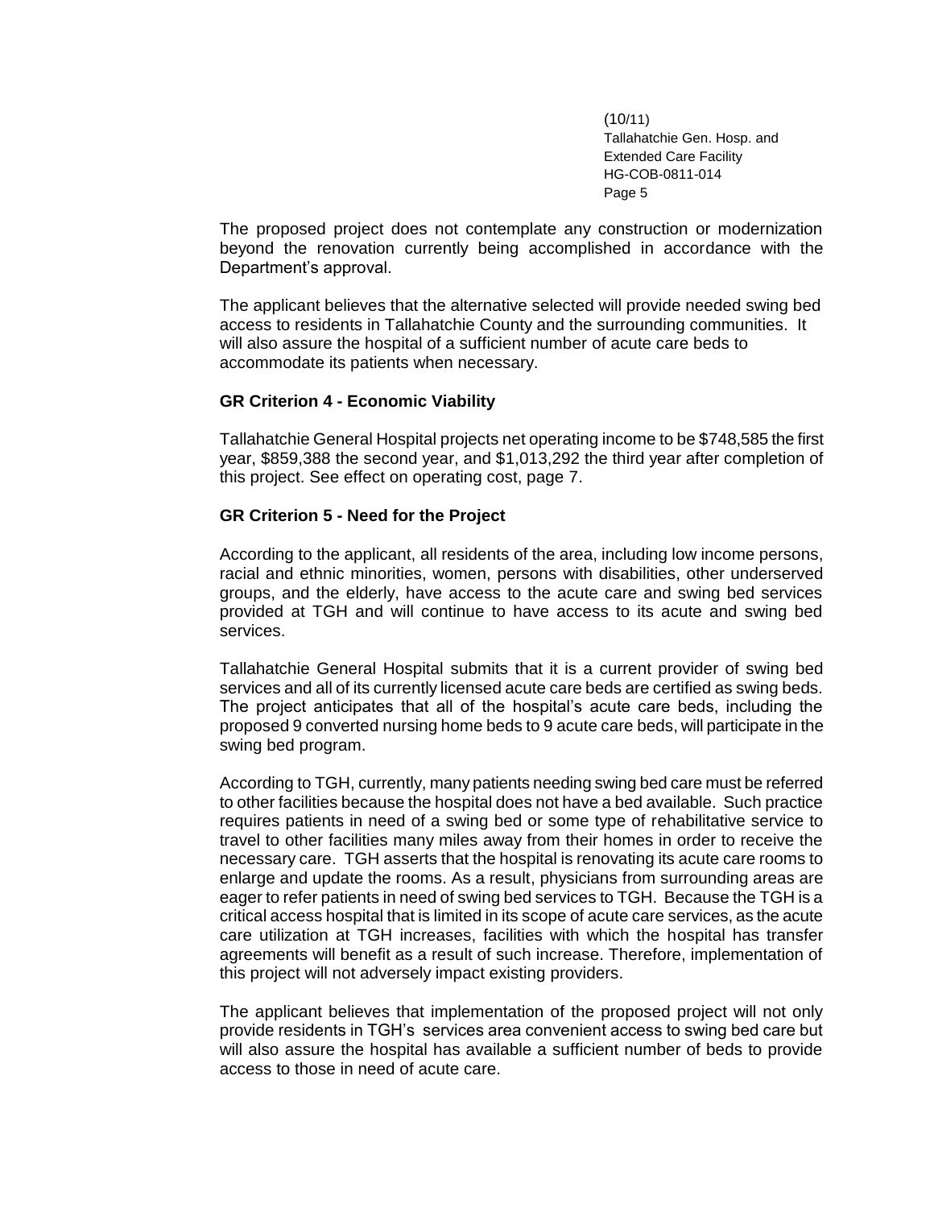The proposed project does not contemplate any construction or modernization beyond the renovation currently being accomplished in accordance with the Department's approval.

The applicant believes that the alternative selected will provide needed swing bed access to residents in Tallahatchie County and the surrounding communities. It will also assure the hospital of a sufficient number of acute care beds to accommodate its patients when necessary.

**GR Criterion 4 - Economic Viability**

Tallahatchie General Hospital projects net operating income to be $748,585 the first year, $859,388 the second year, and $1,013,292 the third year after completion of this project. See effect on operating cost, page 7.

**GR Criterion 5 - Need for the Project**

According to the applicant, all residents of the area, including low income persons, racial and ethnic minorities, women, persons with disabilities, other underserved groups, and the elderly, have access to the acute care and swing bed services provided at TGH and will continue to have access to its acute and swing bed services.

Tallahatchie General Hospital submits that it is a current provider of swing bed services and all of its currently licensed acute care beds are certified as swing beds. The project anticipates that all of the hospital's acute care beds, including the proposed 9 converted nursing home beds to 9 acute care beds, will participate in the swing bed program.

According to TGH, currently, many patients needing swing bed care must be referred to other facilities because the hospital does not have a bed available. Such practice requires patients in need of a swing bed or some type of rehabilitative service to travel to other facilities many miles away from their homes in order to receive the necessary care. TGH asserts that the hospital is renovating its acute care rooms to enlarge and update the rooms. As a result, physicians from surrounding areas are eager to refer patients in need of swing bed services to TGH. Because the TGH is a critical access hospital that is limited in its scope of acute care services, as the acute care utilization at TGH increases, facilities with which the hospital has transfer agreements will benefit as a result of such increase. Therefore, implementation of this project will not adversely impact existing providers.

The applicant believes that implementation of the proposed project will not only provide residents in TGH's services area convenient access to swing bed care but will also assure the hospital has available a sufficient number of beds to provide access to those in need of acute care.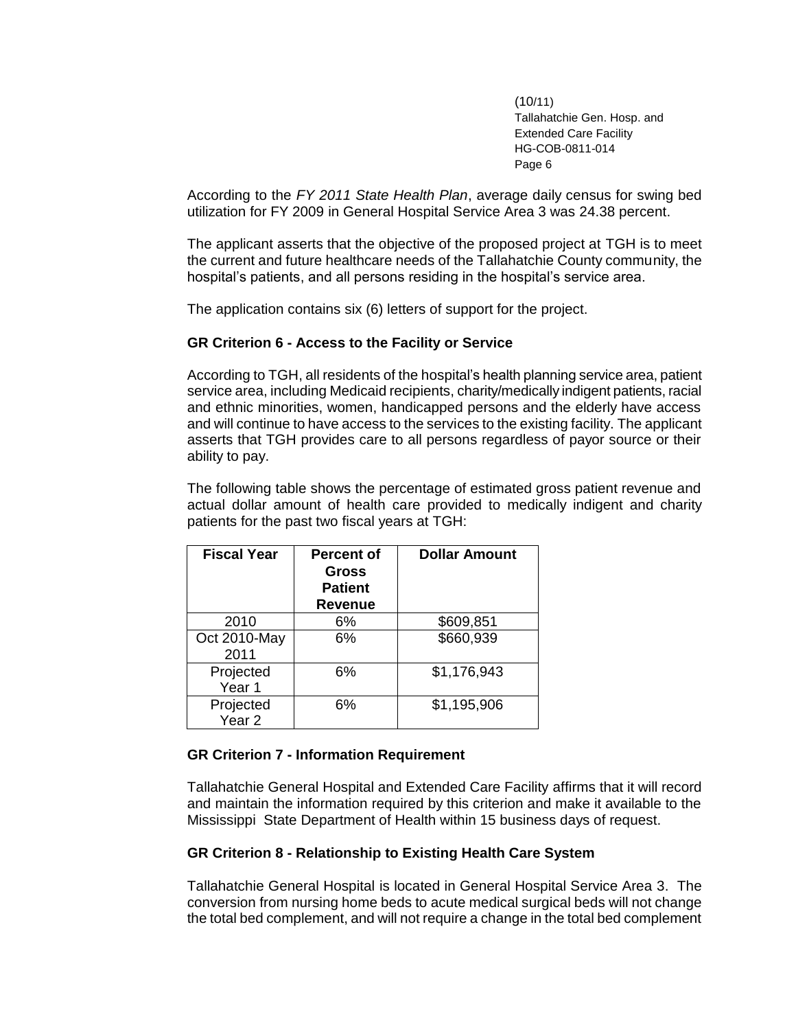According to the *FY 2011 State Health Plan*, average daily census for swing bed utilization for FY 2009 in General Hospital Service Area 3 was 24.38 percent.

The applicant asserts that the objective of the proposed project at TGH is to meet the current and future healthcare needs of the Tallahatchie County community, the hospital's patients, and all persons residing in the hospital's service area.

The application contains six (6) letters of support for the project.

**GR Criterion 6 - Access to the Facility or Service**

According to TGH, all residents of the hospital's health planning service area, patient service area, including Medicaid recipients, charity/medically indigent patients, racial and ethnic minorities, women, handicapped persons and the elderly have access and will continue to have access to the services to the existing facility. The applicant asserts that TGH provides care to all persons regardless of payor source or their ability to pay.

The following table shows the percentage of estimated gross patient revenue and actual dollar amount of health care provided to medically indigent and charity patients for the past two fiscal years at TGH:

| Fiscal Year | Percent of Gross Patient Revenue | Dollar Amount |
|---|---|---|
| 2010 | 6% | $609,851 |
| Oct 2010-May 2011 | 6% | $660,939 |
| Projected Year 1 | 6% | $1,176,943 |
| Projected Year 2 | 6% | $1,195,906 |

**GR Criterion 7 - Information Requirement**

Tallahatchie General Hospital and Extended Care Facility affirms that it will record and maintain the information required by this criterion and make it available to the Mississippi State Department of Health within 15 business days of request.

**GR Criterion 8 - Relationship to Existing Health Care System**

Tallahatchie General Hospital is located in General Hospital Service Area 3. The conversion from nursing home beds to acute medical surgical beds will not change the total bed complement, and will not require a change in the total bed complement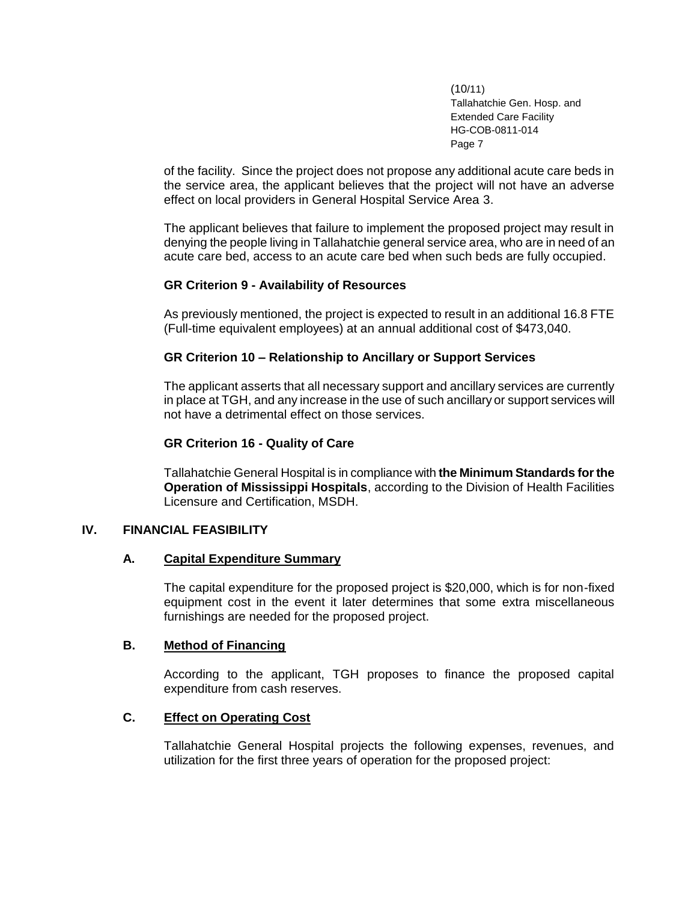of the facility. Since the project does not propose any additional acute care beds in the service area, the applicant believes that the project will not have an adverse effect on local providers in General Hospital Service Area 3.

The applicant believes that failure to implement the proposed project may result in denying the people living in Tallahatchie general service area, who are in need of an acute care bed, access to an acute care bed when such beds are fully occupied.

**GR Criterion 9 - Availability of Resources**

As previously mentioned, the project is expected to result in an additional 16.8 FTE (Full-time equivalent employees) at an annual additional cost of $473,040.

**GR Criterion 10 – Relationship to Ancillary or Support Services**

The applicant asserts that all necessary support and ancillary services are currently in place at TGH, and any increase in the use of such ancillary or support services will not have a detrimental effect on those services.

**GR Criterion 16 - Quality of Care**

Tallahatchie General Hospital is in compliance with **the Minimum Standards for the Operation of Mississippi Hospitals**, according to the Division of Health Facilities Licensure and Certification, MSDH.

## IV. FINANCIAL FEASIBILITY

### A. Capital Expenditure Summary

The capital expenditure for the proposed project is $20,000, which is for non-fixed equipment cost in the event it later determines that some extra miscellaneous furnishings are needed for the proposed project.

### B. Method of Financing

According to the applicant, TGH proposes to finance the proposed capital expenditure from cash reserves.

### C. Effect on Operating Cost

Tallahatchie General Hospital projects the following expenses, revenues, and utilization for the first three years of operation for the proposed project: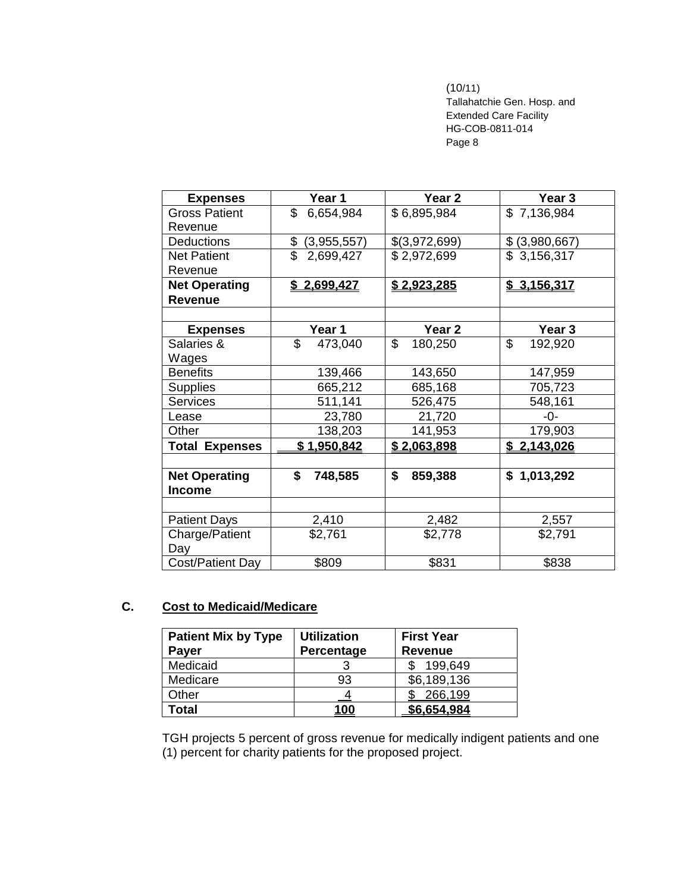| Expenses | Year 1 | Year 2 | Year 3 |
|---|---|---|---|
| Gross Patient Revenue | $ 6,654,984 | $ 6,895,984 | $ 7,136,984 |
| Deductions | $ (3,955,557) | $(3,972,699) | $ (3,980,667) |
| Net Patient Revenue | $ 2,699,427 | $ 2,972,699 | $ 3,156,317 |
| **Net Operating Revenue** | **$ 2,699,427** | **$ 2,923,285** | **$ 3,156,317** |
| | | | |
| **Expenses** | **Year 1** | **Year 2** | **Year 3** |
| Salaries & Wages | $ 473,040 | $ 180,250 | $ 192,920 |
| Benefits | 139,466 | 143,650 | 147,959 |
| Supplies | 665,212 | 685,168 | 705,723 |
| Services | 511,141 | 526,475 | 548,161 |
| Lease | 23,780 | 21,720 | -0- |
| Other | 138,203 | 141,953 | 179,903 |
| **Total Expenses** | **$ 1,950,842** | **$ 2,063,898** | **$ 2,143,026** |
| | | | |
| **Net Operating Income** | **$ 748,585** | **$ 859,388** | **$ 1,013,292** |
| | | | |
| Patient Days | 2,410 | 2,482 | 2,557 |
| Charge/Patient Day | $2,761 | $2,778 | $2,791 |
| Cost/Patient Day | $809 | $831 | $838 |

## C. Cost to Medicaid/Medicare

| Patient Mix by Type Payer | Utilization Percentage | First Year Revenue |
|---|---|---|
| Medicaid | 3 | $ 199,649 |
| Medicare | 93 | $6,189,136 |
| Other | 4 | $ 266,199 |
| **Total** | **100** | **$6,654,984** |

TGH projects 5 percent of gross revenue for medically indigent patients and one (1) percent for charity patients for the proposed project.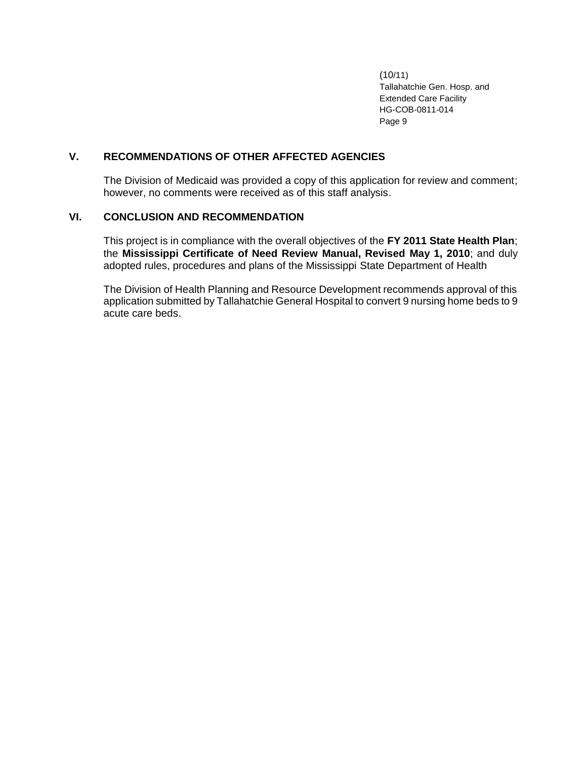## V. RECOMMENDATIONS OF OTHER AFFECTED AGENCIES

The Division of Medicaid was provided a copy of this application for review and comment; however, no comments were received as of this staff analysis.

## VI. CONCLUSION AND RECOMMENDATION

This project is in compliance with the overall objectives of the **FY 2011 State Health Plan**; the **Mississippi Certificate of Need Review Manual, Revised May 1, 2010**; and duly adopted rules, procedures and plans of the Mississippi State Department of Health

The Division of Health Planning and Resource Development recommends approval of this application submitted by Tallahatchie General Hospital to convert 9 nursing home beds to 9 acute care beds.